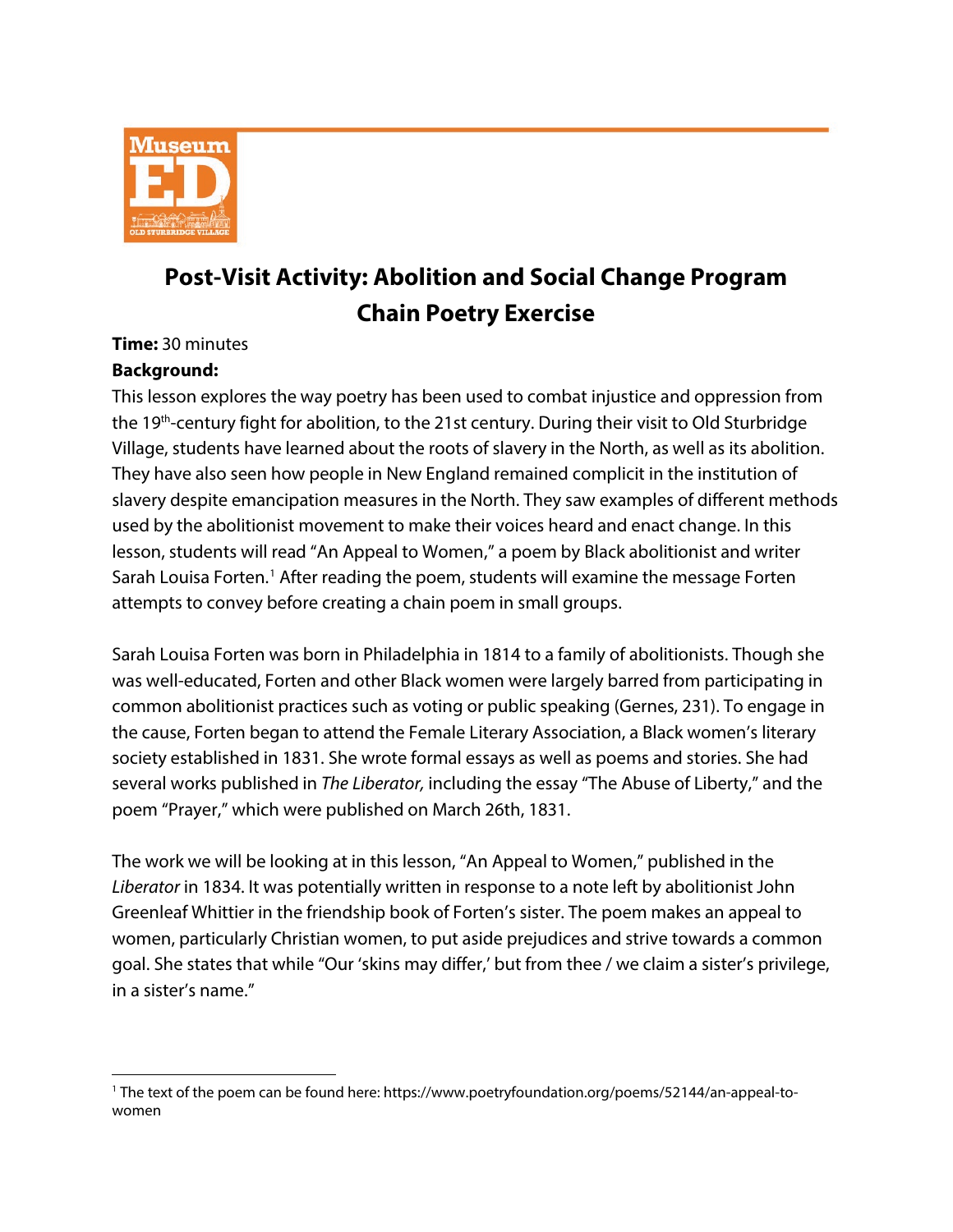# Post-Visit Activity: Abolition and Social Change Program Chain Poetry Exercise

**Time:** 30 minutes

**Background:**

This lesson explores the way poetry has been used to combat injustice and oppression from the 19th-century fight for abolition, to the 21st century. During their visit to Old Sturbridge Village, students have learned about the roots of slavery in the North, as well as its abolition. They have also seen how people in New England remained complicit in the institution of slavery despite emancipation measures in the North. They saw examples of different methods used by the abolitionist movement to make their voices heard and enact change. In this lesson, students will read "An Appeal to Women," a poem by Black abolitionist and writer Sarah Louisa Forten.[1] After reading the poem, students will examine the message Forten attempts to convey before creating a chain poem in small groups.

Sarah Louisa Forten was born in Philadelphia in 1814 to a family of abolitionists. Though she was well-educated, Forten and other Black women were largely barred from participating in common abolitionist practices such as voting or public speaking (Gernes, 231). To engage in the cause, Forten began to attend the Female Literary Association, a Black women's literary society established in 1831. She wrote formal essays as well as poems and stories. She had several works published in *The Liberator,* including the essay "The Abuse of Liberty," and the poem "Prayer," which were published on March 26th, 1831.

The work we will be looking at in this lesson, "An Appeal to Women," published in the *Liberator* in 1834. It was potentially written in response to a note left by abolitionist John Greenleaf Whittier in the friendship book of Forten's sister. The poem makes an appeal to women, particularly Christian women, to put aside prejudices and strive towards a common goal. She states that while "Our 'skins may differ,' but from thee / we claim a sister's privilege, in a sister's name."

---

[1] The text of the poem can be found here: https://www.poetryfoundation.org/poems/52144/an-appeal-to-women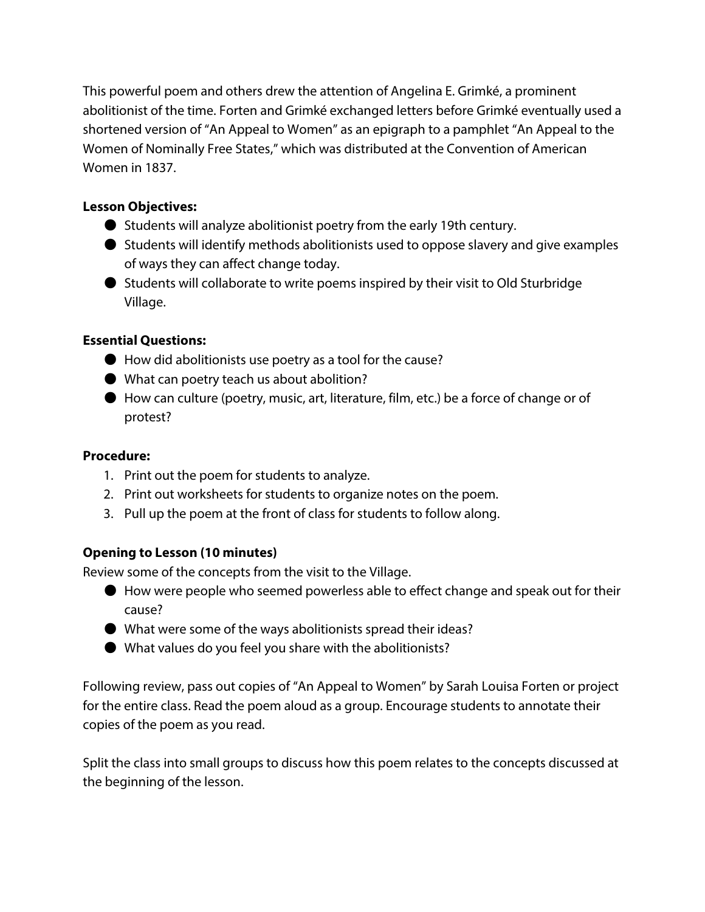This powerful poem and others drew the attention of Angelina E. Grimké, a prominent abolitionist of the time. Forten and Grimké exchanged letters before Grimké eventually used a shortened version of "An Appeal to Women" as an epigraph to a pamphlet "An Appeal to the Women of Nominally Free States," which was distributed at the Convention of American Women in 1837.

**Lesson Objectives:**

- Students will analyze abolitionist poetry from the early 19th century.
- Students will identify methods abolitionists used to oppose slavery and give examples of ways they can affect change today.
- Students will collaborate to write poems inspired by their visit to Old Sturbridge Village.

**Essential Questions:**

- How did abolitionists use poetry as a tool for the cause?
- What can poetry teach us about abolition?
- How can culture (poetry, music, art, literature, film, etc.) be a force of change or of protest?

**Procedure:**

1. Print out the poem for students to analyze.
2. Print out worksheets for students to organize notes on the poem.
3. Pull up the poem at the front of class for students to follow along.

**Opening to Lesson (10 minutes)**

Review some of the concepts from the visit to the Village.

- How were people who seemed powerless able to effect change and speak out for their cause?
- What were some of the ways abolitionists spread their ideas?
- What values do you feel you share with the abolitionists?

Following review, pass out copies of "An Appeal to Women" by Sarah Louisa Forten or project for the entire class. Read the poem aloud as a group. Encourage students to annotate their copies of the poem as you read.

Split the class into small groups to discuss how this poem relates to the concepts discussed at the beginning of the lesson.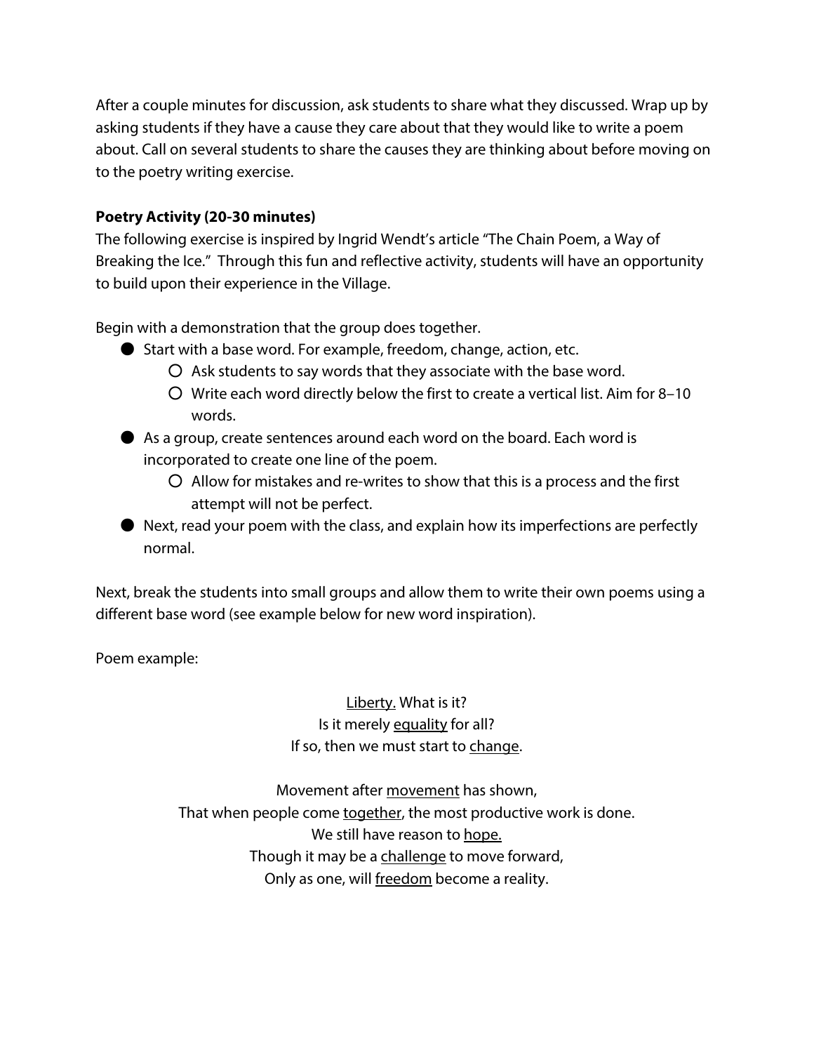After a couple minutes for discussion, ask students to share what they discussed. Wrap up by asking students if they have a cause they care about that they would like to write a poem about. Call on several students to share the causes they are thinking about before moving on to the poetry writing exercise.

**Poetry Activity (20-30 minutes)**

The following exercise is inspired by Ingrid Wendt's article "The Chain Poem, a Way of Breaking the Ice." Through this fun and reflective activity, students will have an opportunity to build upon their experience in the Village.

Begin with a demonstration that the group does together.

- Start with a base word. For example, freedom, change, action, etc.
  - Ask students to say words that they associate with the base word.
  - Write each word directly below the first to create a vertical list. Aim for 8–10 words.
- As a group, create sentences around each word on the board. Each word is incorporated to create one line of the poem.
  - Allow for mistakes and re-writes to show that this is a process and the first attempt will not be perfect.
- Next, read your poem with the class, and explain how its imperfections are perfectly normal.

Next, break the students into small groups and allow them to write their own poems using a different base word (see example below for new word inspiration).

Poem example:

<u>Liberty.</u> What is it?
Is it merely <u>equality</u> for all?
If so, then we must start to <u>change</u>.

Movement after <u>movement</u> has shown,
That when people come <u>together</u>, the most productive work is done.
We still have reason to <u>hope.</u>
Though it may be a <u>challenge</u> to move forward,
Only as one, will <u>freedom</u> become a reality.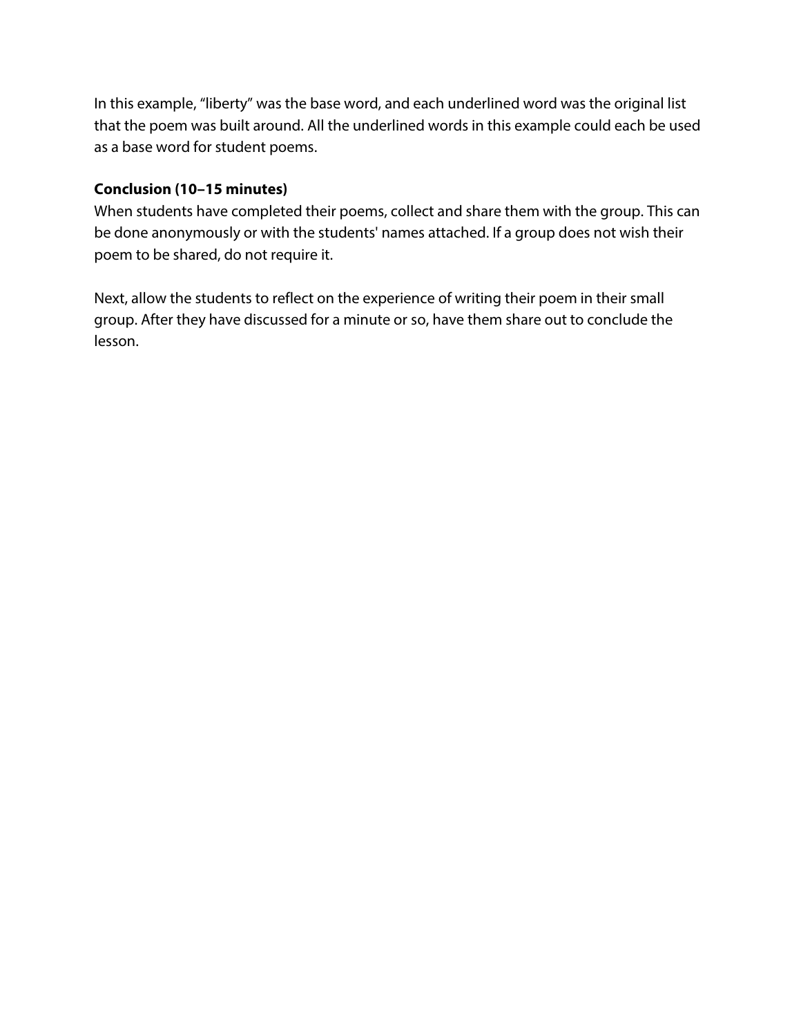In this example, “liberty” was the base word, and each underlined word was the original list that the poem was built around. All the underlined words in this example could each be used as a base word for student poems.

**Conclusion (10–15 minutes)**

When students have completed their poems, collect and share them with the group. This can be done anonymously or with the students' names attached. If a group does not wish their poem to be shared, do not require it.

Next, allow the students to reflect on the experience of writing their poem in their small group. After they have discussed for a minute or so, have them share out to conclude the lesson.